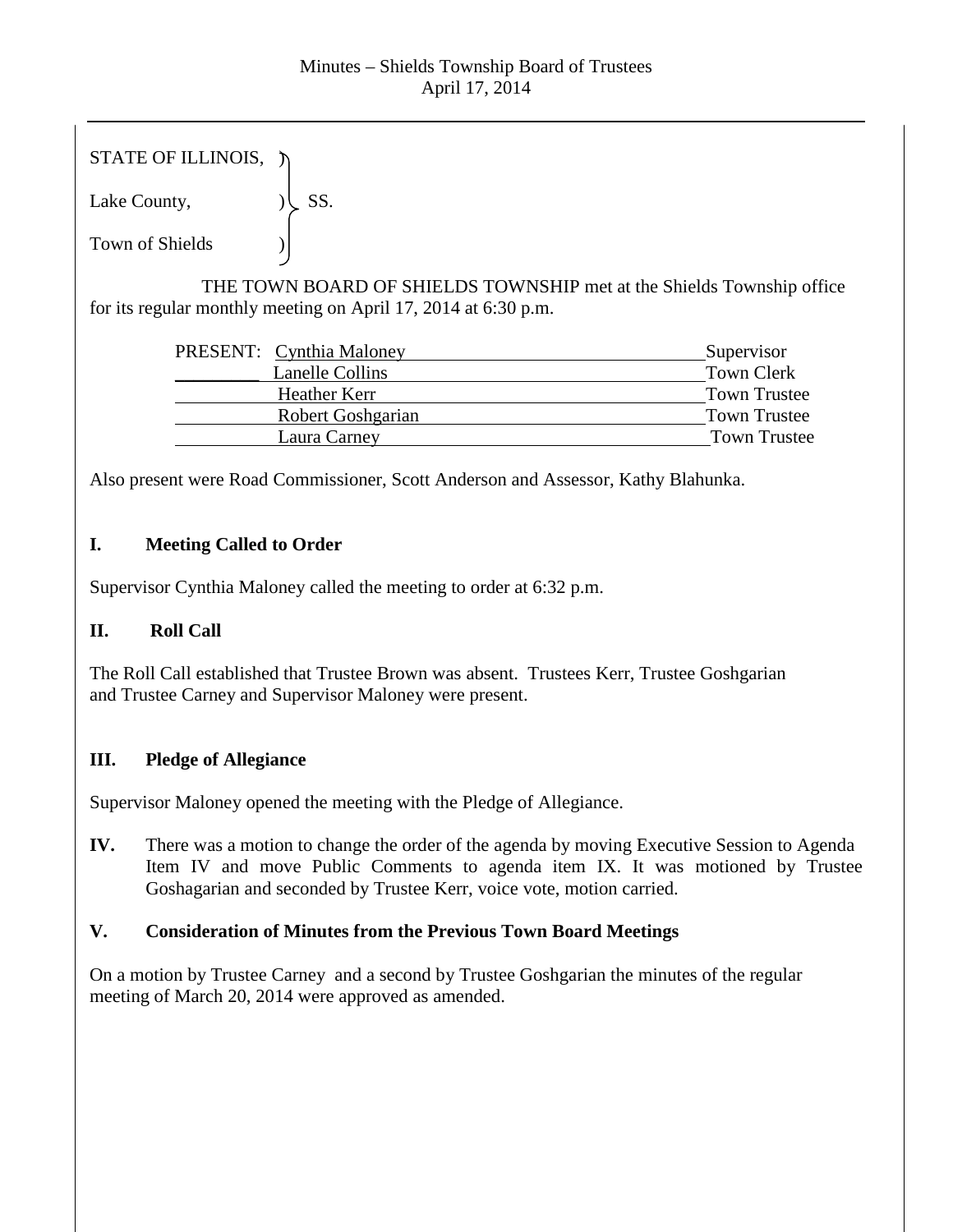Minutes – Shields Township Board of Trustees
April 17, 2014

STATE OF ILLINOIS, )
Lake County, ) SS.
Town of Shields )

THE TOWN BOARD OF SHIELDS TOWNSHIP met at the Shields Township office for its regular monthly meeting on April 17, 2014 at 6:30 p.m.

| PRESENT: | Cynthia Maloney | Supervisor |
|---|---|---|
| | Lanelle Collins | Town Clerk |
| | Heather Kerr | Town Trustee |
| | Robert Goshgarian | Town Trustee |
| | Laura Carney | Town Trustee |

Also present were Road Commissioner, Scott Anderson and Assessor, Kathy Blahunka.

## I. Meeting Called to Order

Supervisor Cynthia Maloney called the meeting to order at 6:32 p.m.

## II. Roll Call

The Roll Call established that Trustee Brown was absent. Trustees Kerr, Trustee Goshgarian and Trustee Carney and Supervisor Maloney were present.

## III. Pledge of Allegiance

Supervisor Maloney opened the meeting with the Pledge of Allegiance.

**IV.** There was a motion to change the order of the agenda by moving Executive Session to Agenda Item IV and move Public Comments to agenda item IX. It was motioned by Trustee Goshagarian and seconded by Trustee Kerr, voice vote, motion carried.

## V. Consideration of Minutes from the Previous Town Board Meetings

On a motion by Trustee Carney and a second by Trustee Goshgarian the minutes of the regular meeting of March 20, 2014 were approved as amended.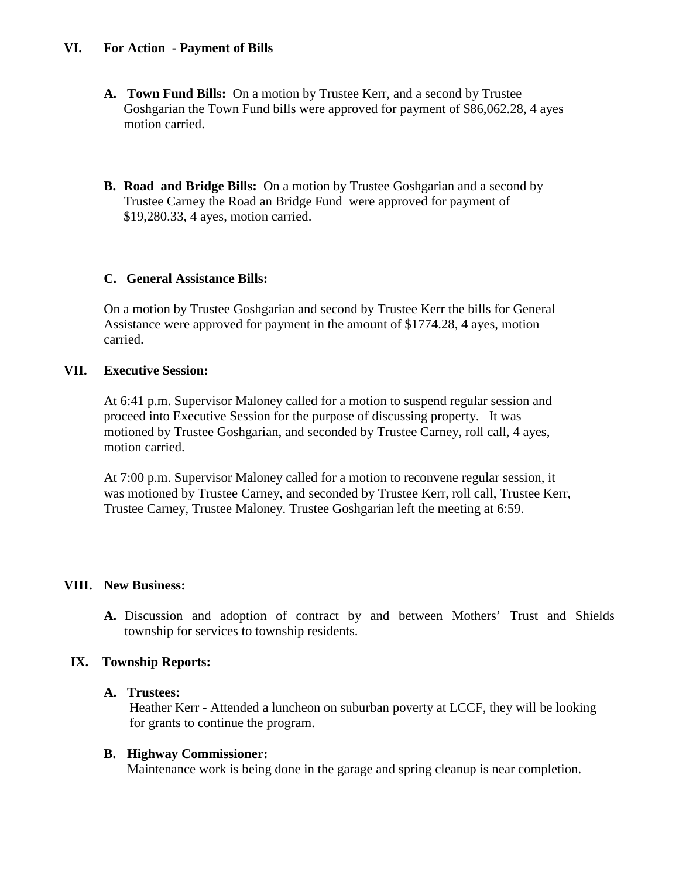## VI. For Action - Payment of Bills

**A. Town Fund Bills:** On a motion by Trustee Kerr, and a second by Trustee Goshgarian the Town Fund bills were approved for payment of $86,062.28, 4 ayes motion carried.

**B. Road and Bridge Bills:** On a motion by Trustee Goshgarian and a second by Trustee Carney the Road an Bridge Fund were approved for payment of $19,280.33, 4 ayes, motion carried.

**C. General Assistance Bills:**

On a motion by Trustee Goshgarian and second by Trustee Kerr the bills for General Assistance were approved for payment in the amount of $1774.28, 4 ayes, motion carried.

## VII. Executive Session:

At 6:41 p.m. Supervisor Maloney called for a motion to suspend regular session and proceed into Executive Session for the purpose of discussing property. It was motioned by Trustee Goshgarian, and seconded by Trustee Carney, roll call, 4 ayes, motion carried.

At 7:00 p.m. Supervisor Maloney called for a motion to reconvene regular session, it was motioned by Trustee Carney, and seconded by Trustee Kerr, roll call, Trustee Kerr, Trustee Carney, Trustee Maloney. Trustee Goshgarian left the meeting at 6:59.

## VIII. New Business:

**A.** Discussion and adoption of contract by and between Mothers' Trust and Shields township for services to township residents.

## IX. Township Reports:

**A. Trustees:**

Heather Kerr - Attended a luncheon on suburban poverty at LCCF, they will be looking for grants to continue the program.

**B. Highway Commissioner:**

Maintenance work is being done in the garage and spring cleanup is near completion.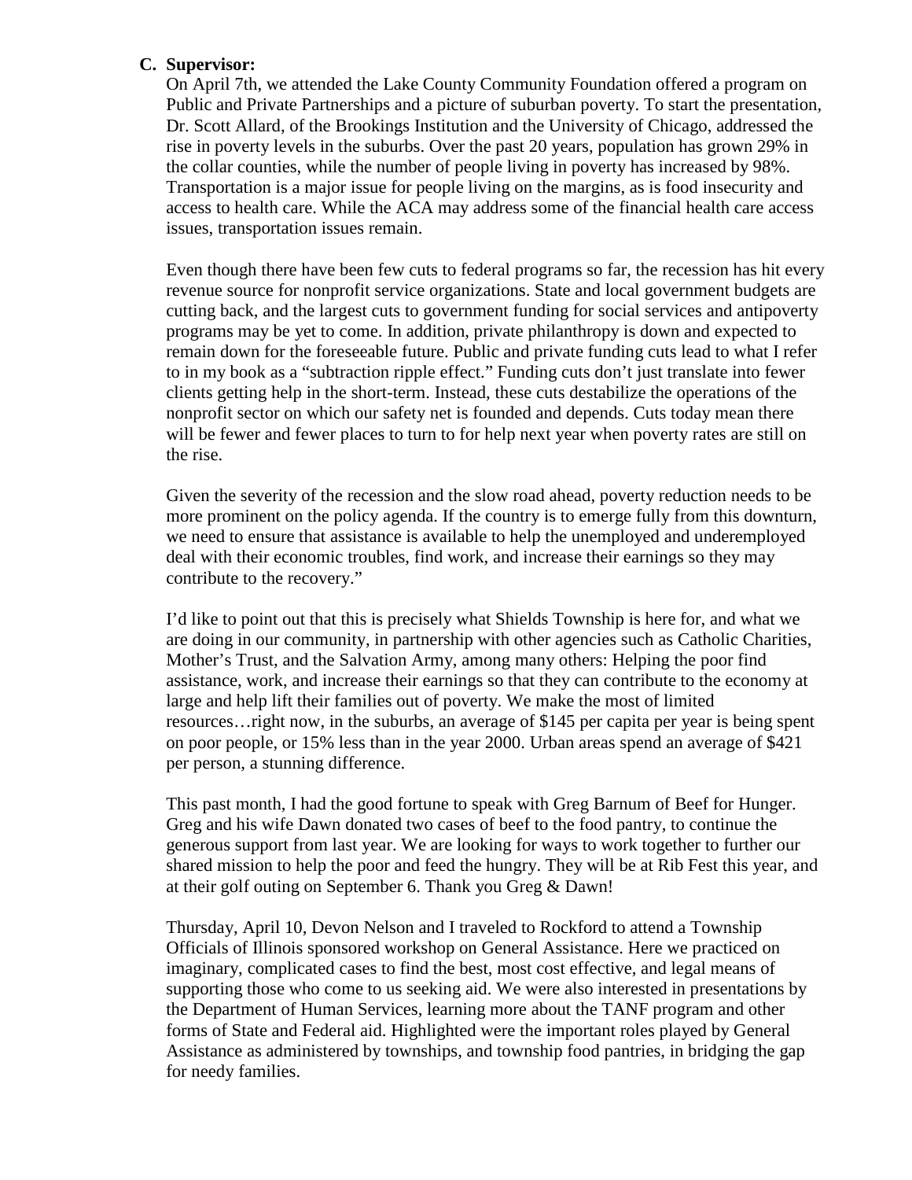**C. Supervisor:**

On April 7th, we attended the Lake County Community Foundation offered a program on Public and Private Partnerships and a picture of suburban poverty. To start the presentation, Dr. Scott Allard, of the Brookings Institution and the University of Chicago, addressed the rise in poverty levels in the suburbs. Over the past 20 years, population has grown 29% in the collar counties, while the number of people living in poverty has increased by 98%. Transportation is a major issue for people living on the margins, as is food insecurity and access to health care. While the ACA may address some of the financial health care access issues, transportation issues remain.

Even though there have been few cuts to federal programs so far, the recession has hit every revenue source for nonprofit service organizations. State and local government budgets are cutting back, and the largest cuts to government funding for social services and antipoverty programs may be yet to come. In addition, private philanthropy is down and expected to remain down for the foreseeable future. Public and private funding cuts lead to what I refer to in my book as a "subtraction ripple effect." Funding cuts don't just translate into fewer clients getting help in the short-term. Instead, these cuts destabilize the operations of the nonprofit sector on which our safety net is founded and depends. Cuts today mean there will be fewer and fewer places to turn to for help next year when poverty rates are still on the rise.

Given the severity of the recession and the slow road ahead, poverty reduction needs to be more prominent on the policy agenda. If the country is to emerge fully from this downturn, we need to ensure that assistance is available to help the unemployed and underemployed deal with their economic troubles, find work, and increase their earnings so they may contribute to the recovery."

I'd like to point out that this is precisely what Shields Township is here for, and what we are doing in our community, in partnership with other agencies such as Catholic Charities, Mother's Trust, and the Salvation Army, among many others: Helping the poor find assistance, work, and increase their earnings so that they can contribute to the economy at large and help lift their families out of poverty. We make the most of limited resources…right now, in the suburbs, an average of $145 per capita per year is being spent on poor people, or 15% less than in the year 2000. Urban areas spend an average of $421 per person, a stunning difference.

This past month, I had the good fortune to speak with Greg Barnum of Beef for Hunger. Greg and his wife Dawn donated two cases of beef to the food pantry, to continue the generous support from last year. We are looking for ways to work together to further our shared mission to help the poor and feed the hungry. They will be at Rib Fest this year, and at their golf outing on September 6. Thank you Greg & Dawn!

Thursday, April 10, Devon Nelson and I traveled to Rockford to attend a Township Officials of Illinois sponsored workshop on General Assistance. Here we practiced on imaginary, complicated cases to find the best, most cost effective, and legal means of supporting those who come to us seeking aid. We were also interested in presentations by the Department of Human Services, learning more about the TANF program and other forms of State and Federal aid. Highlighted were the important roles played by General Assistance as administered by townships, and township food pantries, in bridging the gap for needy families.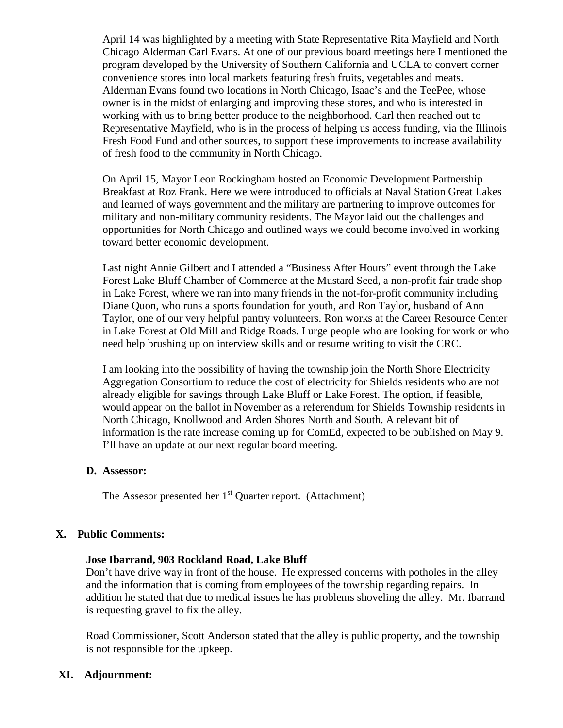April 14 was highlighted by a meeting with State Representative Rita Mayfield and North Chicago Alderman Carl Evans. At one of our previous board meetings here I mentioned the program developed by the University of Southern California and UCLA to convert corner convenience stores into local markets featuring fresh fruits, vegetables and meats. Alderman Evans found two locations in North Chicago, Isaac's and the TeePee, whose owner is in the midst of enlarging and improving these stores, and who is interested in working with us to bring better produce to the neighborhood. Carl then reached out to Representative Mayfield, who is in the process of helping us access funding, via the Illinois Fresh Food Fund and other sources, to support these improvements to increase availability of fresh food to the community in North Chicago.

On April 15, Mayor Leon Rockingham hosted an Economic Development Partnership Breakfast at Roz Frank. Here we were introduced to officials at Naval Station Great Lakes and learned of ways government and the military are partnering to improve outcomes for military and non-military community residents. The Mayor laid out the challenges and opportunities for North Chicago and outlined ways we could become involved in working toward better economic development.

Last night Annie Gilbert and I attended a "Business After Hours" event through the Lake Forest Lake Bluff Chamber of Commerce at the Mustard Seed, a non-profit fair trade shop in Lake Forest, where we ran into many friends in the not-for-profit community including Diane Quon, who runs a sports foundation for youth, and Ron Taylor, husband of Ann Taylor, one of our very helpful pantry volunteers. Ron works at the Career Resource Center in Lake Forest at Old Mill and Ridge Roads. I urge people who are looking for work or who need help brushing up on interview skills and or resume writing to visit the CRC.

I am looking into the possibility of having the township join the North Shore Electricity Aggregation Consortium to reduce the cost of electricity for Shields residents who are not already eligible for savings through Lake Bluff or Lake Forest. The option, if feasible, would appear on the ballot in November as a referendum for Shields Township residents in North Chicago, Knollwood and Arden Shores North and South. A relevant bit of information is the rate increase coming up for ComEd, expected to be published on May 9. I'll have an update at our next regular board meeting.

**D. Assessor:**

The Assesor presented her 1st Quarter report. (Attachment)

## X. Public Comments:

**Jose Ibarrand, 903 Rockland Road, Lake Bluff**
Don't have drive way in front of the house. He expressed concerns with potholes in the alley and the information that is coming from employees of the township regarding repairs. In addition he stated that due to medical issues he has problems shoveling the alley. Mr. Ibarrand is requesting gravel to fix the alley.

Road Commissioner, Scott Anderson stated that the alley is public property, and the township is not responsible for the upkeep.

## XI. Adjournment: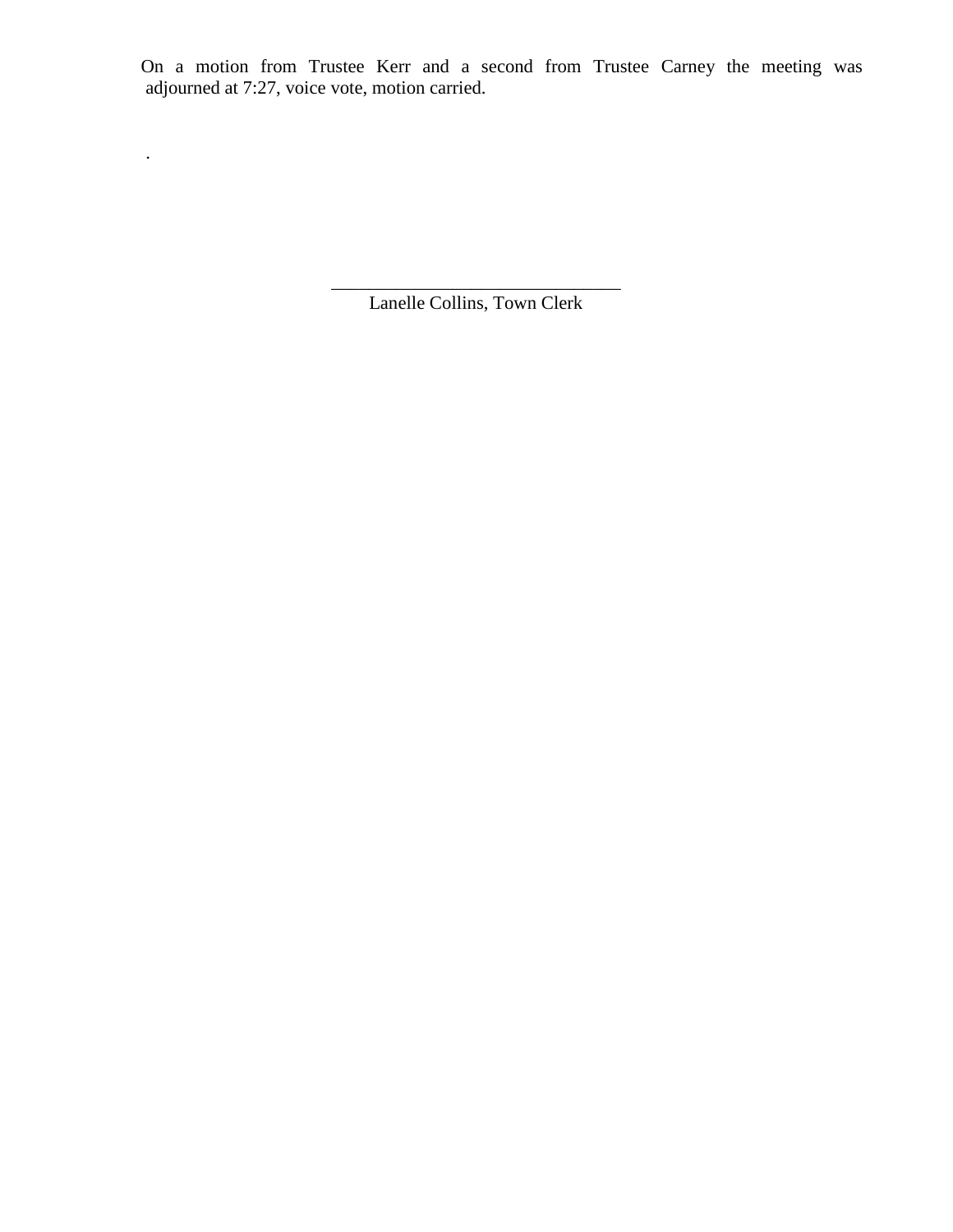On a motion from Trustee Kerr and a second from Trustee Carney the meeting was adjourned at 7:27, voice vote, motion carried.

.

\_\_\_\_\_\_\_\_\_\_\_\_\_\_\_\_\_\_\_\_\_\_\_\_\_\_\_\_\_\_\_\_

Lanelle Collins, Town Clerk